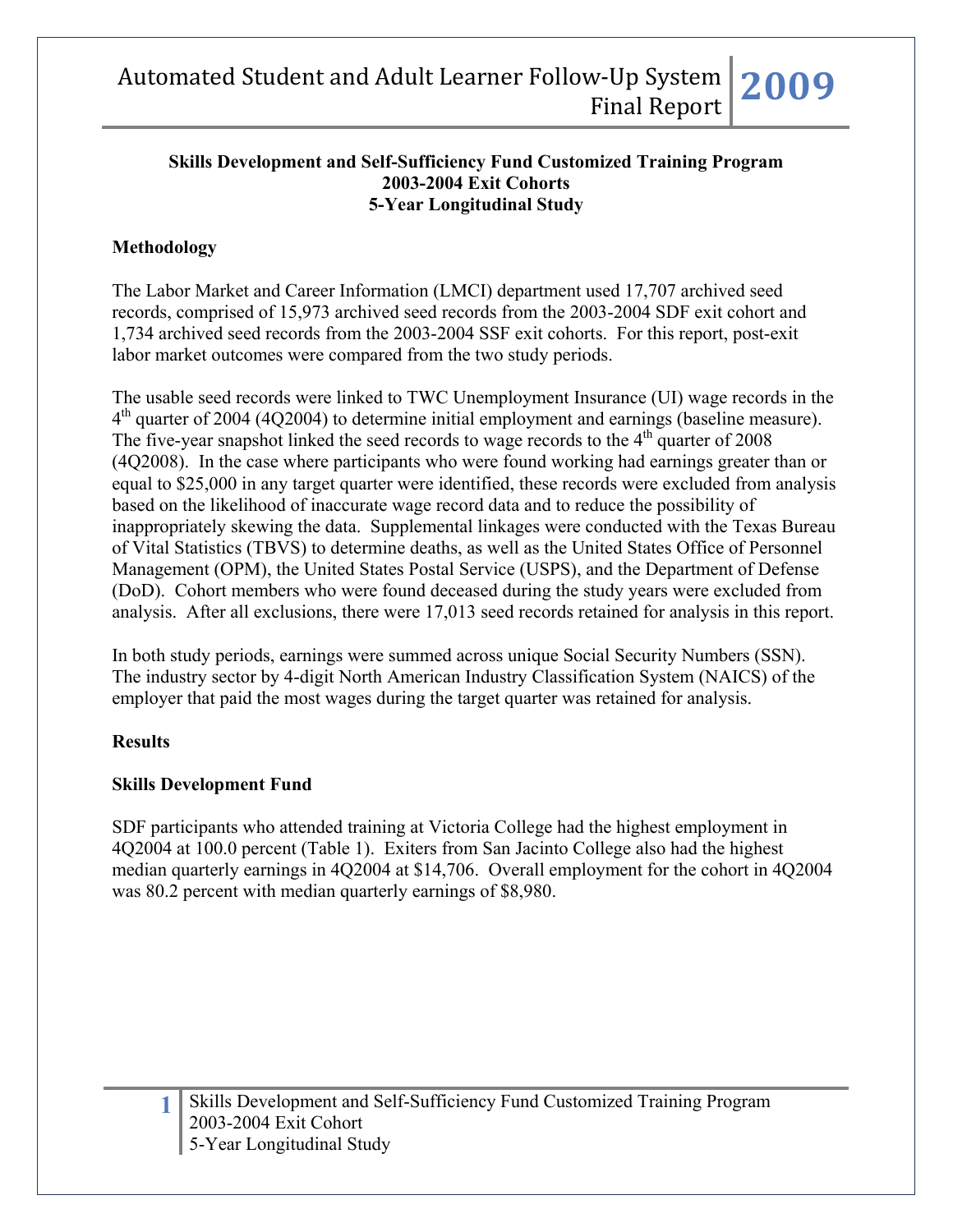**Skills Development and Self-Sufficiency Fund Customized Training Program**
**2003-2004 Exit Cohorts**
**5-Year Longitudinal Study**

## Methodology

The Labor Market and Career Information (LMCI) department used 17,707 archived seed records, comprised of 15,973 archived seed records from the 2003-2004 SDF exit cohort and 1,734 archived seed records from the 2003-2004 SSF exit cohorts. For this report, post-exit labor market outcomes were compared from the two study periods.

The usable seed records were linked to TWC Unemployment Insurance (UI) wage records in the 4th quarter of 2004 (4Q2004) to determine initial employment and earnings (baseline measure). The five-year snapshot linked the seed records to wage records to the 4th quarter of 2008 (4Q2008). In the case where participants who were found working had earnings greater than or equal to $25,000 in any target quarter were identified, these records were excluded from analysis based on the likelihood of inaccurate wage record data and to reduce the possibility of inappropriately skewing the data. Supplemental linkages were conducted with the Texas Bureau of Vital Statistics (TBVS) to determine deaths, as well as the United States Office of Personnel Management (OPM), the United States Postal Service (USPS), and the Department of Defense (DoD). Cohort members who were found deceased during the study years were excluded from analysis. After all exclusions, there were 17,013 seed records retained for analysis in this report.

In both study periods, earnings were summed across unique Social Security Numbers (SSN). The industry sector by 4-digit North American Industry Classification System (NAICS) of the employer that paid the most wages during the target quarter was retained for analysis.

## Results

### Skills Development Fund

SDF participants who attended training at Victoria College had the highest employment in 4Q2004 at 100.0 percent (Table 1). Exiters from San Jacinto College also had the highest median quarterly earnings in 4Q2004 at $14,706. Overall employment for the cohort in 4Q2004 was 80.2 percent with median quarterly earnings of $8,980.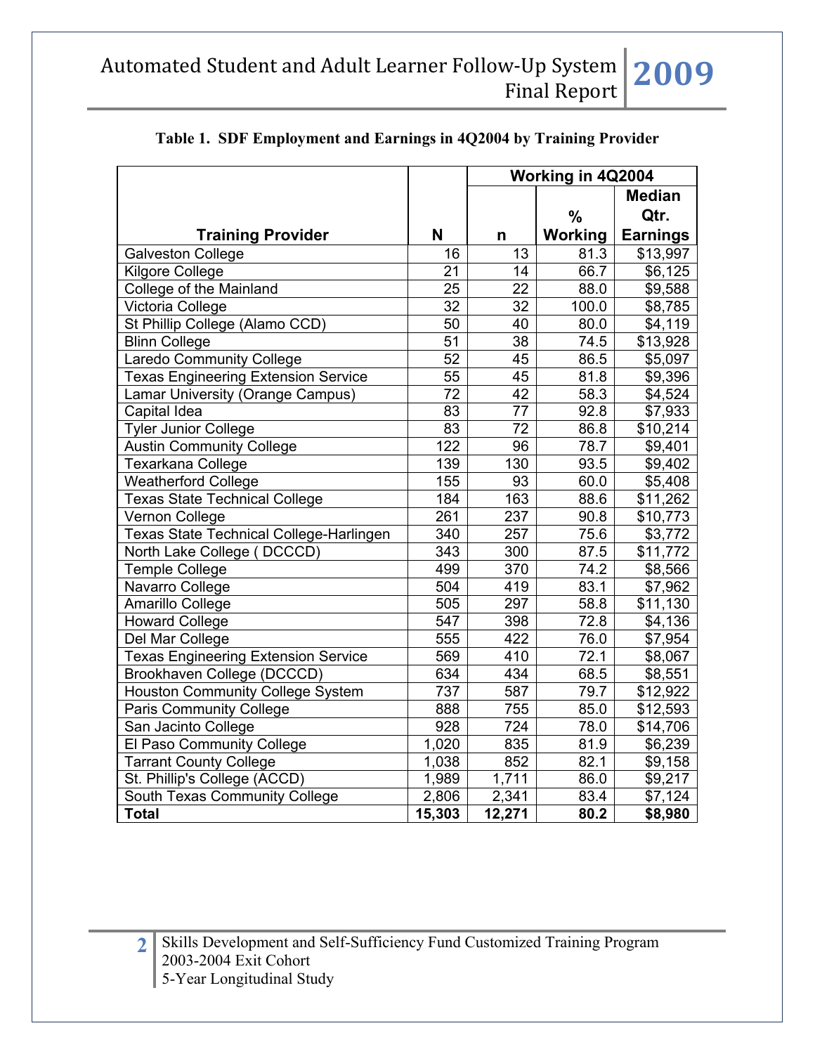**Table 1. SDF Employment and Earnings in 4Q2004 by Training Provider**

| Training Provider | N | Working in 4Q2004 | | |
|---|---|---|---|---|
| | | n | % Working | Median Qtr. Earnings |
| Galveston College | 16 | 13 | 81.3 | $13,997 |
| Kilgore College | 21 | 14 | 66.7 | $6,125 |
| College of the Mainland | 25 | 22 | 88.0 | $9,588 |
| Victoria College | 32 | 32 | 100.0 | $8,785 |
| St Phillip College (Alamo CCD) | 50 | 40 | 80.0 | $4,119 |
| Blinn College | 51 | 38 | 74.5 | $13,928 |
| Laredo Community College | 52 | 45 | 86.5 | $5,097 |
| Texas Engineering Extension Service | 55 | 45 | 81.8 | $9,396 |
| Lamar University (Orange Campus) | 72 | 42 | 58.3 | $4,524 |
| Capital Idea | 83 | 77 | 92.8 | $7,933 |
| Tyler Junior College | 83 | 72 | 86.8 | $10,214 |
| Austin Community College | 122 | 96 | 78.7 | $9,401 |
| Texarkana College | 139 | 130 | 93.5 | $9,402 |
| Weatherford College | 155 | 93 | 60.0 | $5,408 |
| Texas State Technical College | 184 | 163 | 88.6 | $11,262 |
| Vernon College | 261 | 237 | 90.8 | $10,773 |
| Texas State Technical College-Harlingen | 340 | 257 | 75.6 | $3,772 |
| North Lake College ( DCCCD) | 343 | 300 | 87.5 | $11,772 |
| Temple College | 499 | 370 | 74.2 | $8,566 |
| Navarro College | 504 | 419 | 83.1 | $7,962 |
| Amarillo College | 505 | 297 | 58.8 | $11,130 |
| Howard College | 547 | 398 | 72.8 | $4,136 |
| Del Mar College | 555 | 422 | 76.0 | $7,954 |
| Texas Engineering Extension Service | 569 | 410 | 72.1 | $8,067 |
| Brookhaven College (DCCCD) | 634 | 434 | 68.5 | $8,551 |
| Houston Community College System | 737 | 587 | 79.7 | $12,922 |
| Paris Community College | 888 | 755 | 85.0 | $12,593 |
| San Jacinto College | 928 | 724 | 78.0 | $14,706 |
| El Paso Community College | 1,020 | 835 | 81.9 | $6,239 |
| Tarrant County College | 1,038 | 852 | 82.1 | $9,158 |
| St. Phillip's College (ACCD) | 1,989 | 1,711 | 86.0 | $9,217 |
| South Texas Community College | 2,806 | 2,341 | 83.4 | $7,124 |
| **Total** | **15,303** | **12,271** | **80.2** | **$8,980** |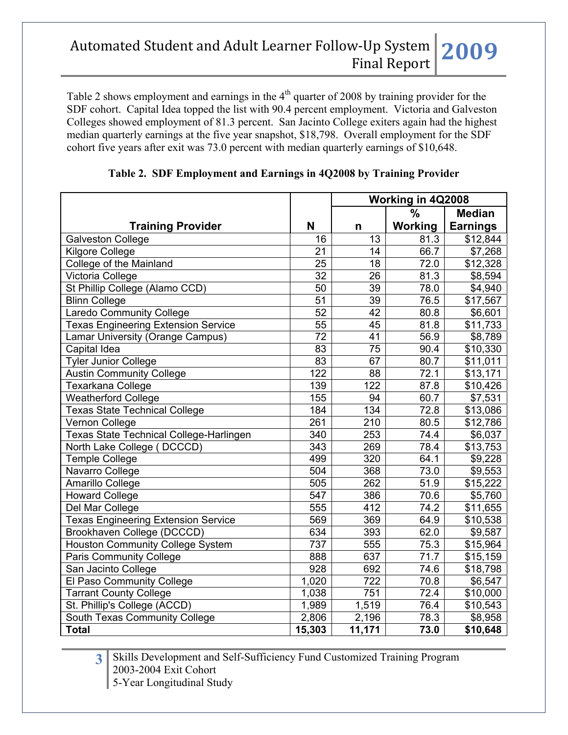Table 2 shows employment and earnings in the 4th quarter of 2008 by training provider for the SDF cohort. Capital Idea topped the list with 90.4 percent employment. Victoria and Galveston Colleges showed employment of 81.3 percent. San Jacinto College exiters again had the highest median quarterly earnings at the five year snapshot, $18,798. Overall employment for the SDF cohort five years after exit was 73.0 percent with median quarterly earnings of $10,648.

**Table 2. SDF Employment and Earnings in 4Q2008 by Training Provider**

| Training Provider | N | Working in 4Q2008 | | |
|---|---|---|---|---|
| | | n | % Working | Median Earnings |
| Galveston College | 16 | 13 | 81.3 | $12,844 |
| Kilgore College | 21 | 14 | 66.7 | $7,268 |
| College of the Mainland | 25 | 18 | 72.0 | $12,328 |
| Victoria College | 32 | 26 | 81.3 | $8,594 |
| St Phillip College (Alamo CCD) | 50 | 39 | 78.0 | $4,940 |
| Blinn College | 51 | 39 | 76.5 | $17,567 |
| Laredo Community College | 52 | 42 | 80.8 | $6,601 |
| Texas Engineering Extension Service | 55 | 45 | 81.8 | $11,733 |
| Lamar University (Orange Campus) | 72 | 41 | 56.9 | $8,789 |
| Capital Idea | 83 | 75 | 90.4 | $10,330 |
| Tyler Junior College | 83 | 67 | 80.7 | $11,011 |
| Austin Community College | 122 | 88 | 72.1 | $13,171 |
| Texarkana College | 139 | 122 | 87.8 | $10,426 |
| Weatherford College | 155 | 94 | 60.7 | $7,531 |
| Texas State Technical College | 184 | 134 | 72.8 | $13,086 |
| Vernon College | 261 | 210 | 80.5 | $12,786 |
| Texas State Technical College-Harlingen | 340 | 253 | 74.4 | $6,037 |
| North Lake College ( DCCCD) | 343 | 269 | 78.4 | $13,753 |
| Temple College | 499 | 320 | 64.1 | $9,228 |
| Navarro College | 504 | 368 | 73.0 | $9,553 |
| Amarillo College | 505 | 262 | 51.9 | $15,222 |
| Howard College | 547 | 386 | 70.6 | $5,760 |
| Del Mar College | 555 | 412 | 74.2 | $11,655 |
| Texas Engineering Extension Service | 569 | 369 | 64.9 | $10,538 |
| Brookhaven College (DCCCD) | 634 | 393 | 62.0 | $9,587 |
| Houston Community College System | 737 | 555 | 75.3 | $15,964 |
| Paris Community College | 888 | 637 | 71.7 | $15,159 |
| San Jacinto College | 928 | 692 | 74.6 | $18,798 |
| El Paso Community College | 1,020 | 722 | 70.8 | $6,547 |
| Tarrant County College | 1,038 | 751 | 72.4 | $10,000 |
| St. Phillip's College (ACCD) | 1,989 | 1,519 | 76.4 | $10,543 |
| South Texas Community College | 2,806 | 2,196 | 78.3 | $8,958 |
| **Total** | **15,303** | **11,171** | **73.0** | **$10,648** |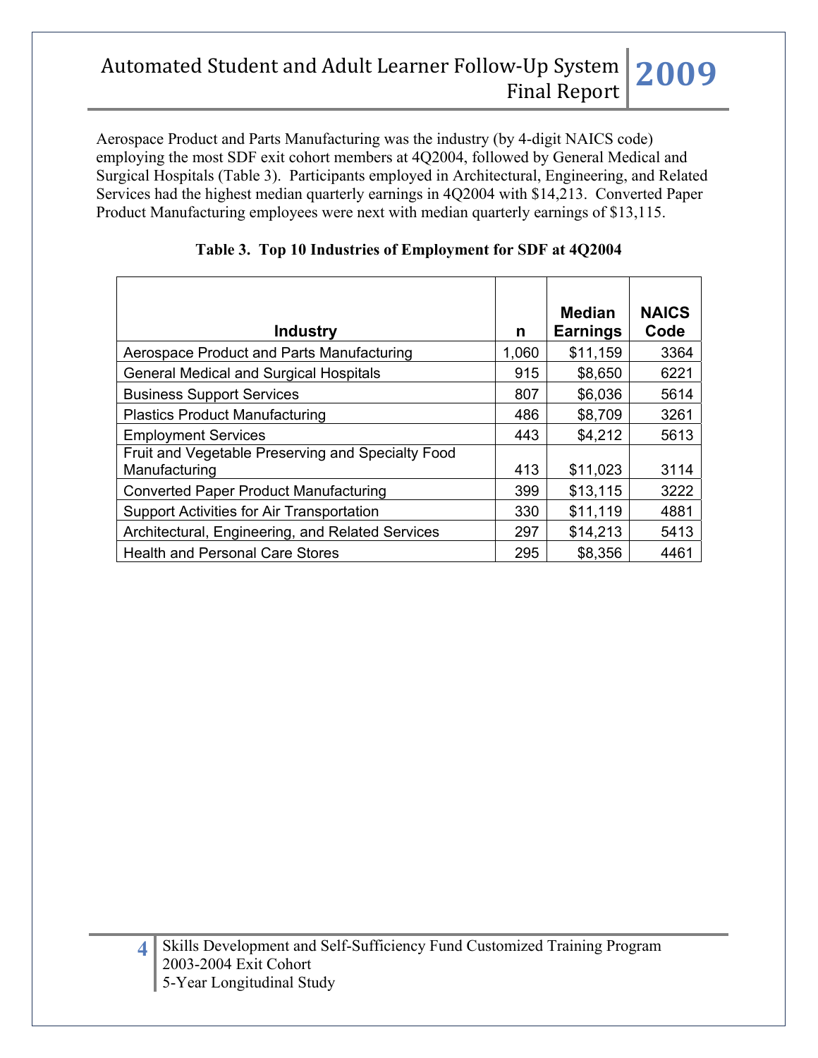Aerospace Product and Parts Manufacturing was the industry (by 4-digit NAICS code) employing the most SDF exit cohort members at 4Q2004, followed by General Medical and Surgical Hospitals (Table 3). Participants employed in Architectural, Engineering, and Related Services had the highest median quarterly earnings in 4Q2004 with $14,213. Converted Paper Product Manufacturing employees were next with median quarterly earnings of $13,115.

**Table 3. Top 10 Industries of Employment for SDF at 4Q2004**

| Industry | n | Median Earnings | NAICS Code |
|---|---|---|---|
| Aerospace Product and Parts Manufacturing | 1,060 | $11,159 | 3364 |
| General Medical and Surgical Hospitals | 915 | $8,650 | 6221 |
| Business Support Services | 807 | $6,036 | 5614 |
| Plastics Product Manufacturing | 486 | $8,709 | 3261 |
| Employment Services | 443 | $4,212 | 5613 |
| Fruit and Vegetable Preserving and Specialty Food Manufacturing | 413 | $11,023 | 3114 |
| Converted Paper Product Manufacturing | 399 | $13,115 | 3222 |
| Support Activities for Air Transportation | 330 | $11,119 | 4881 |
| Architectural, Engineering, and Related Services | 297 | $14,213 | 5413 |
| Health and Personal Care Stores | 295 | $8,356 | 4461 |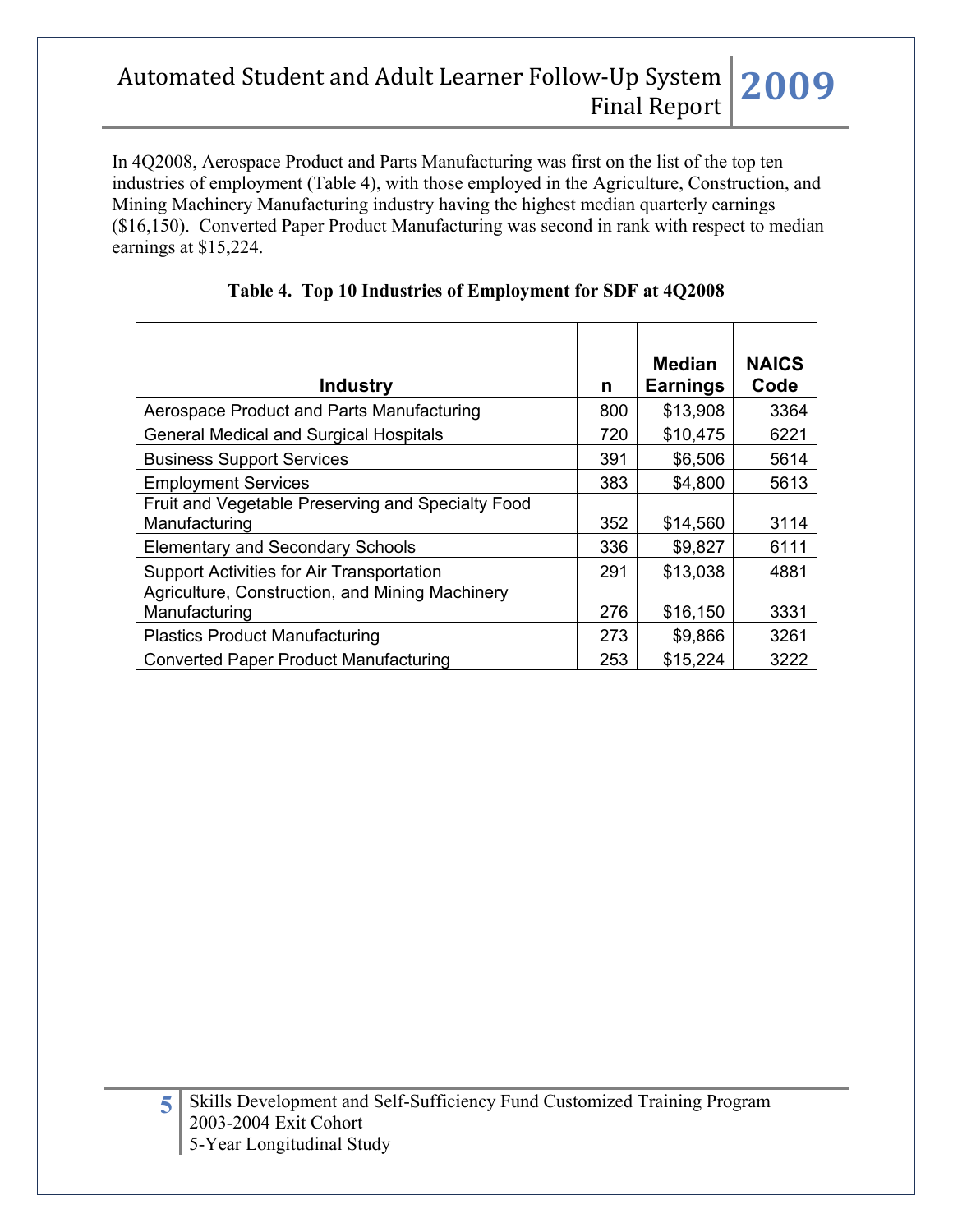In 4Q2008, Aerospace Product and Parts Manufacturing was first on the list of the top ten industries of employment (Table 4), with those employed in the Agriculture, Construction, and Mining Machinery Manufacturing industry having the highest median quarterly earnings ($16,150). Converted Paper Product Manufacturing was second in rank with respect to median earnings at $15,224.

**Table 4. Top 10 Industries of Employment for SDF at 4Q2008**

| Industry | n | Median Earnings | NAICS Code |
|---|---|---|---|
| Aerospace Product and Parts Manufacturing | 800 | $13,908 | 3364 |
| General Medical and Surgical Hospitals | 720 | $10,475 | 6221 |
| Business Support Services | 391 | $6,506 | 5614 |
| Employment Services | 383 | $4,800 | 5613 |
| Fruit and Vegetable Preserving and Specialty Food Manufacturing | 352 | $14,560 | 3114 |
| Elementary and Secondary Schools | 336 | $9,827 | 6111 |
| Support Activities for Air Transportation | 291 | $13,038 | 4881 |
| Agriculture, Construction, and Mining Machinery Manufacturing | 276 | $16,150 | 3331 |
| Plastics Product Manufacturing | 273 | $9,866 | 3261 |
| Converted Paper Product Manufacturing | 253 | $15,224 | 3222 |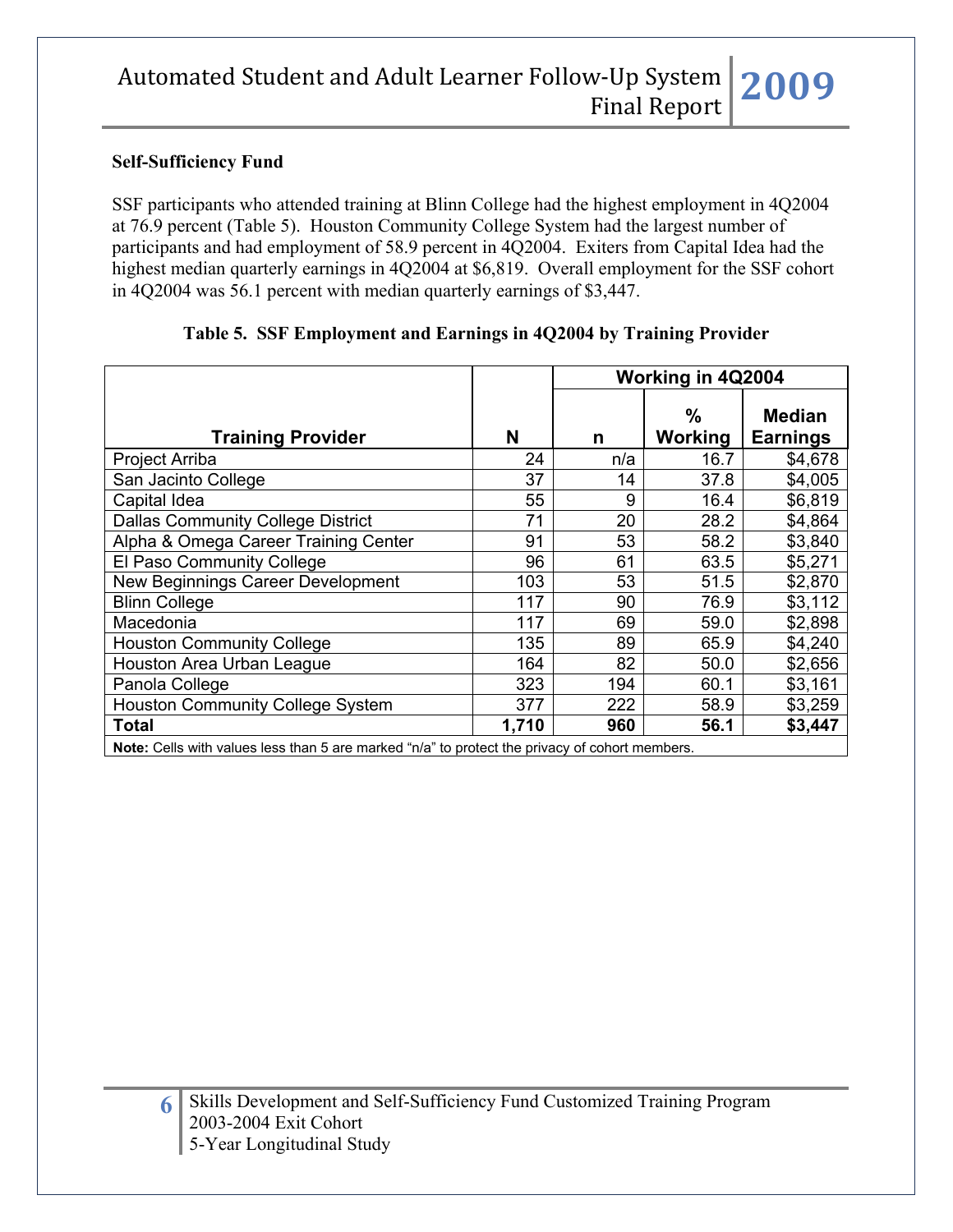### Self-Sufficiency Fund

SSF participants who attended training at Blinn College had the highest employment in 4Q2004 at 76.9 percent (Table 5). Houston Community College System had the largest number of participants and had employment of 58.9 percent in 4Q2004. Exiters from Capital Idea had the highest median quarterly earnings in 4Q2004 at $6,819. Overall employment for the SSF cohort in 4Q2004 was 56.1 percent with median quarterly earnings of $3,447.

**Table 5. SSF Employment and Earnings in 4Q2004 by Training Provider**

| Training Provider | N | Working in 4Q2004 | | |
|---|---|---|---|---|
| | | n | % Working | Median Earnings |
| Project Arriba | 24 | n/a | 16.7 | $4,678 |
| San Jacinto College | 37 | 14 | 37.8 | $4,005 |
| Capital Idea | 55 | 9 | 16.4 | $6,819 |
| Dallas Community College District | 71 | 20 | 28.2 | $4,864 |
| Alpha & Omega Career Training Center | 91 | 53 | 58.2 | $3,840 |
| El Paso Community College | 96 | 61 | 63.5 | $5,271 |
| New Beginnings Career Development | 103 | 53 | 51.5 | $2,870 |
| Blinn College | 117 | 90 | 76.9 | $3,112 |
| Macedonia | 117 | 69 | 59.0 | $2,898 |
| Houston Community College | 135 | 89 | 65.9 | $4,240 |
| Houston Area Urban League | 164 | 82 | 50.0 | $2,656 |
| Panola College | 323 | 194 | 60.1 | $3,161 |
| Houston Community College System | 377 | 222 | 58.9 | $3,259 |
| **Total** | **1,710** | **960** | **56.1** | **$3,447** |

**Note:** Cells with values less than 5 are marked "n/a" to protect the privacy of cohort members.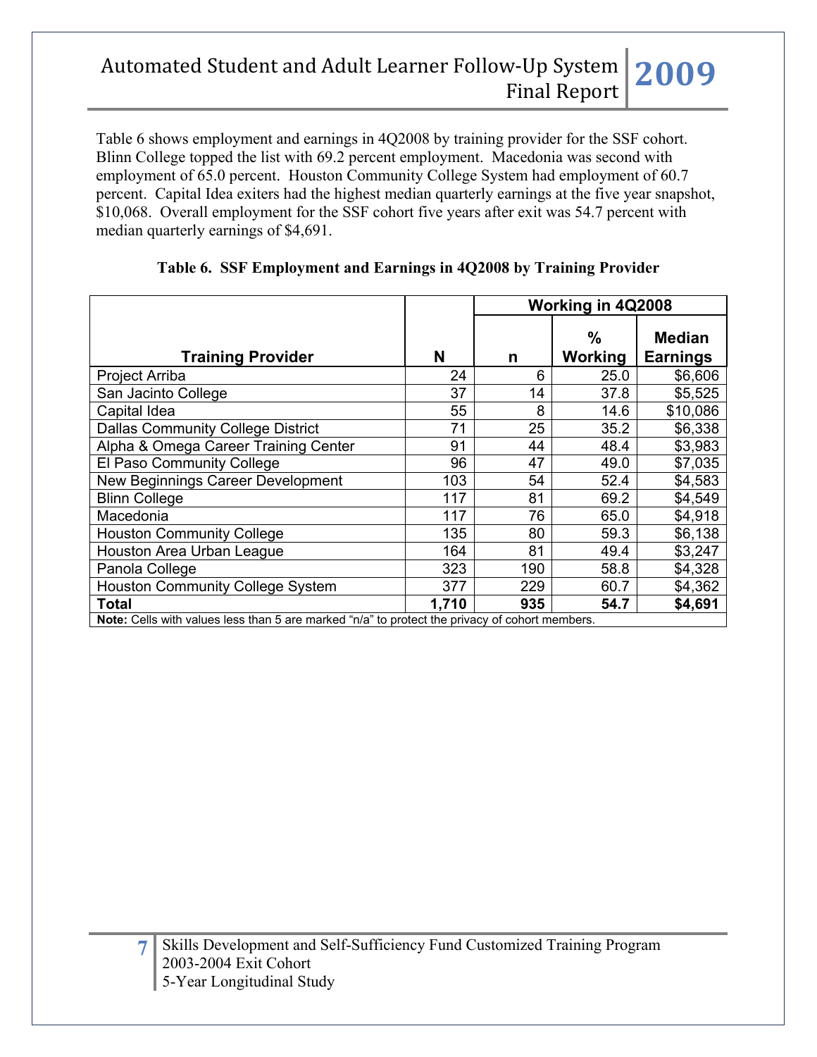Table 6 shows employment and earnings in 4Q2008 by training provider for the SSF cohort. Blinn College topped the list with 69.2 percent employment. Macedonia was second with employment of 65.0 percent. Houston Community College System had employment of 60.7 percent. Capital Idea exiters had the highest median quarterly earnings at the five year snapshot, $10,068. Overall employment for the SSF cohort five years after exit was 54.7 percent with median quarterly earnings of $4,691.

**Table 6. SSF Employment and Earnings in 4Q2008 by Training Provider**

| Training Provider | N | Working in 4Q2008 | | |
|---|---|---|---|---|
| | | n | % Working | Median Earnings |
| Project Arriba | 24 | 6 | 25.0 | $6,606 |
| San Jacinto College | 37 | 14 | 37.8 | $5,525 |
| Capital Idea | 55 | 8 | 14.6 | $10,086 |
| Dallas Community College District | 71 | 25 | 35.2 | $6,338 |
| Alpha & Omega Career Training Center | 91 | 44 | 48.4 | $3,983 |
| El Paso Community College | 96 | 47 | 49.0 | $7,035 |
| New Beginnings Career Development | 103 | 54 | 52.4 | $4,583 |
| Blinn College | 117 | 81 | 69.2 | $4,549 |
| Macedonia | 117 | 76 | 65.0 | $4,918 |
| Houston Community College | 135 | 80 | 59.3 | $6,138 |
| Houston Area Urban League | 164 | 81 | 49.4 | $3,247 |
| Panola College | 323 | 190 | 58.8 | $4,328 |
| Houston Community College System | 377 | 229 | 60.7 | $4,362 |
| **Total** | **1,710** | **935** | **54.7** | **$4,691** |

**Note:** Cells with values less than 5 are marked "n/a" to protect the privacy of cohort members.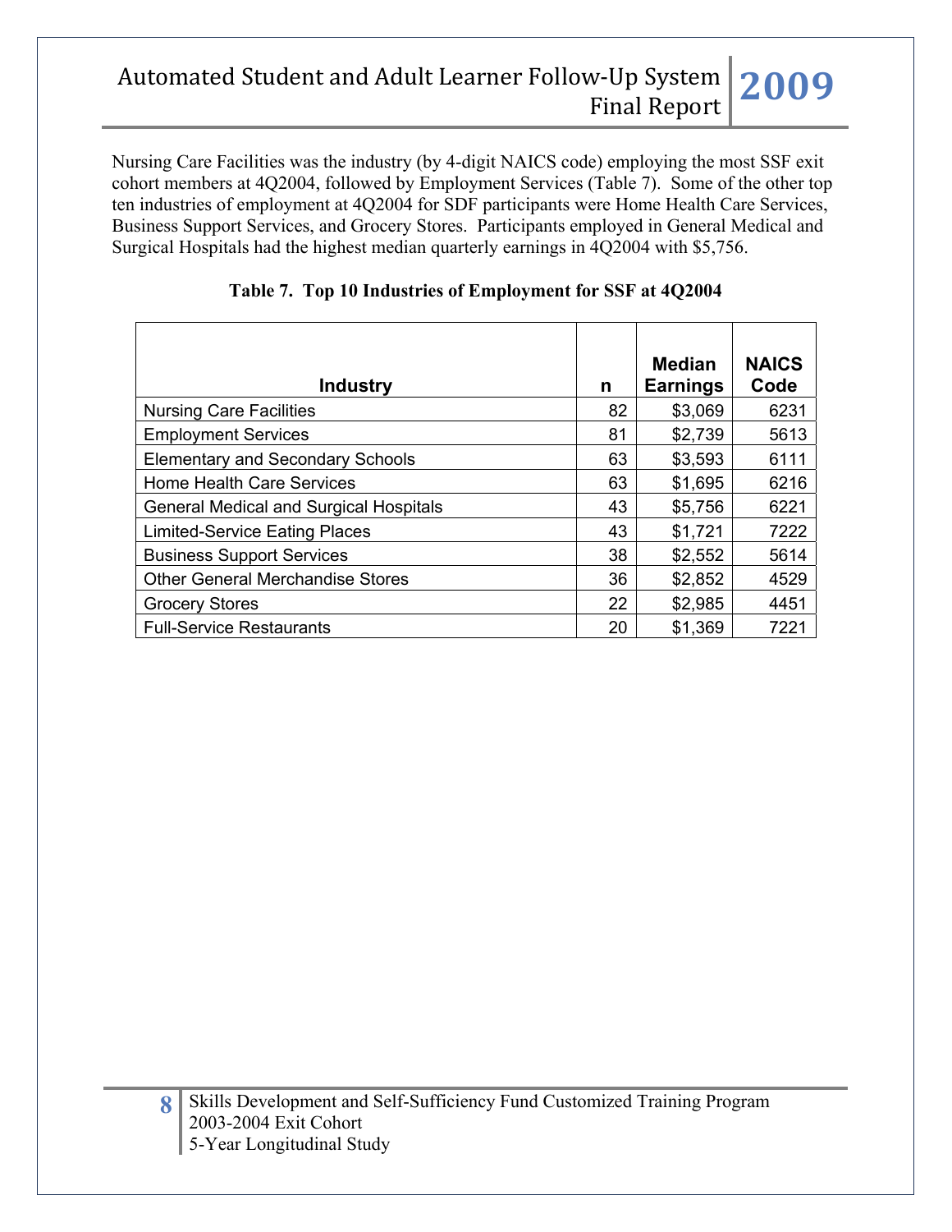Nursing Care Facilities was the industry (by 4-digit NAICS code) employing the most SSF exit cohort members at 4Q2004, followed by Employment Services (Table 7). Some of the other top ten industries of employment at 4Q2004 for SDF participants were Home Health Care Services, Business Support Services, and Grocery Stores. Participants employed in General Medical and Surgical Hospitals had the highest median quarterly earnings in 4Q2004 with $5,756.

**Table 7. Top 10 Industries of Employment for SSF at 4Q2004**

| Industry | n | Median Earnings | NAICS Code |
|---|---|---|---|
| Nursing Care Facilities | 82 | $3,069 | 6231 |
| Employment Services | 81 | $2,739 | 5613 |
| Elementary and Secondary Schools | 63 | $3,593 | 6111 |
| Home Health Care Services | 63 | $1,695 | 6216 |
| General Medical and Surgical Hospitals | 43 | $5,756 | 6221 |
| Limited-Service Eating Places | 43 | $1,721 | 7222 |
| Business Support Services | 38 | $2,552 | 5614 |
| Other General Merchandise Stores | 36 | $2,852 | 4529 |
| Grocery Stores | 22 | $2,985 | 4451 |
| Full-Service Restaurants | 20 | $1,369 | 7221 |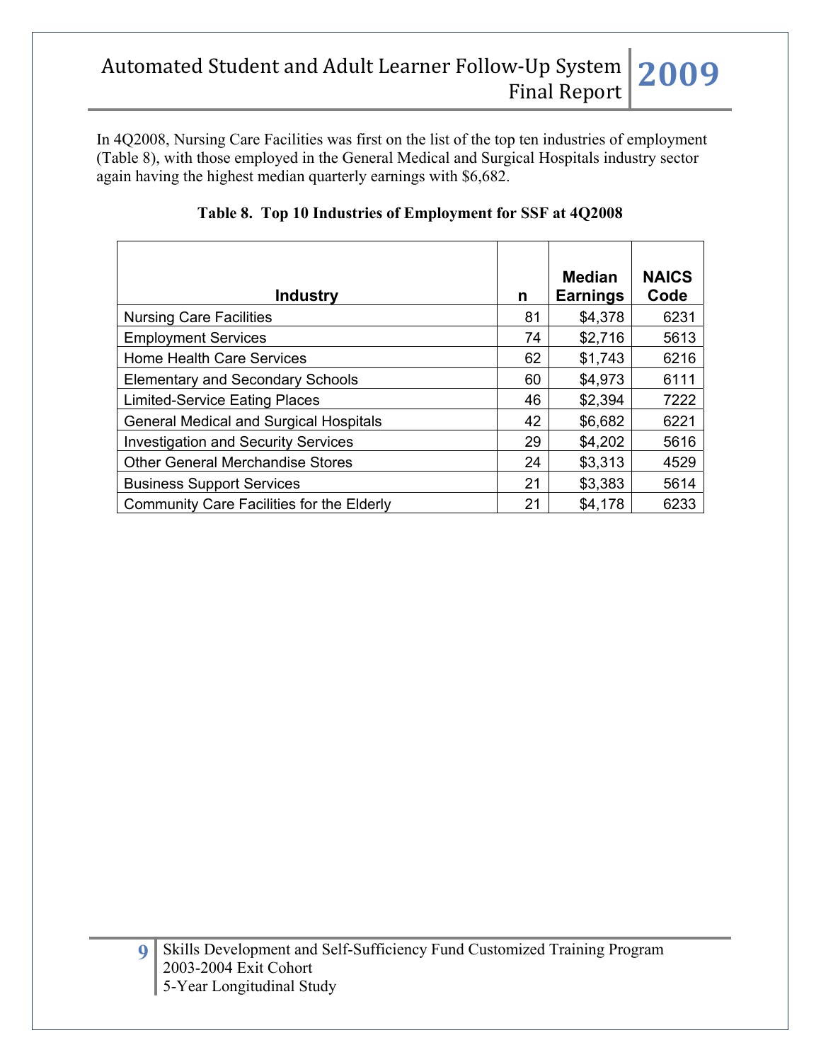In 4Q2008, Nursing Care Facilities was first on the list of the top ten industries of employment (Table 8), with those employed in the General Medical and Surgical Hospitals industry sector again having the highest median quarterly earnings with $6,682.

**Table 8. Top 10 Industries of Employment for SSF at 4Q2008**

| Industry | n | Median Earnings | NAICS Code |
|---|---|---|---|
| Nursing Care Facilities | 81 | $4,378 | 6231 |
| Employment Services | 74 | $2,716 | 5613 |
| Home Health Care Services | 62 | $1,743 | 6216 |
| Elementary and Secondary Schools | 60 | $4,973 | 6111 |
| Limited-Service Eating Places | 46 | $2,394 | 7222 |
| General Medical and Surgical Hospitals | 42 | $6,682 | 6221 |
| Investigation and Security Services | 29 | $4,202 | 5616 |
| Other General Merchandise Stores | 24 | $3,313 | 4529 |
| Business Support Services | 21 | $3,383 | 5614 |
| Community Care Facilities for the Elderly | 21 | $4,178 | 6233 |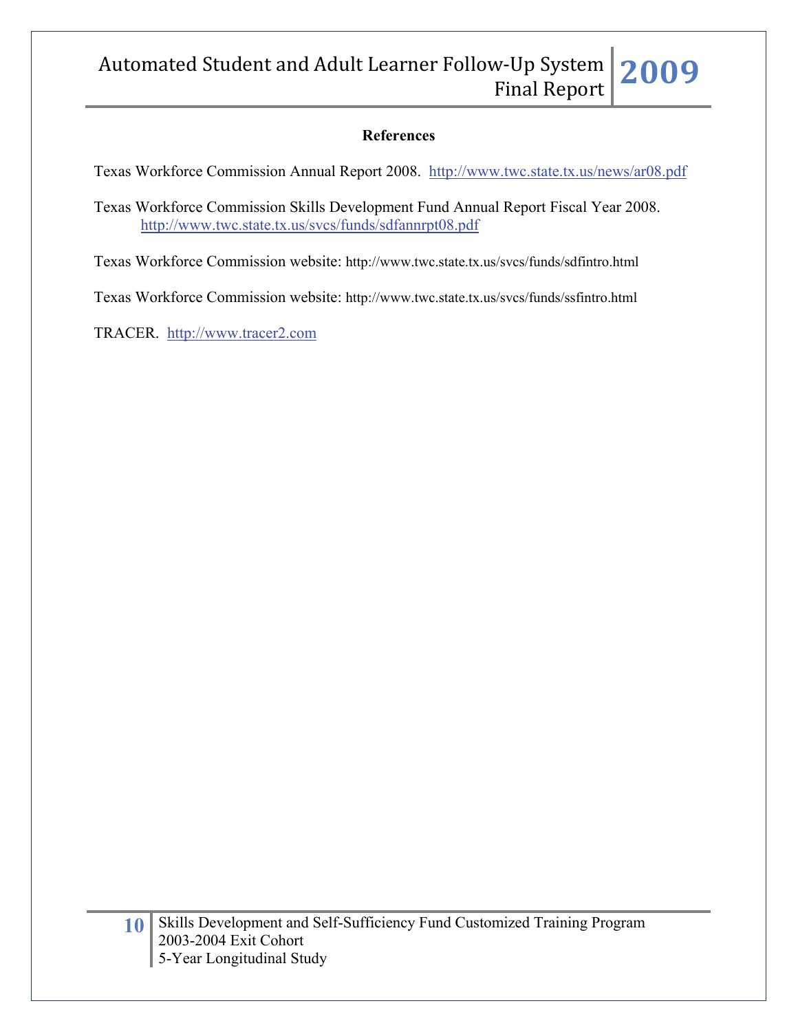## References

Texas Workforce Commission Annual Report 2008. http://www.twc.state.tx.us/news/ar08.pdf

Texas Workforce Commission Skills Development Fund Annual Report Fiscal Year 2008. http://www.twc.state.tx.us/svcs/funds/sdfannrpt08.pdf

Texas Workforce Commission website: http://www.twc.state.tx.us/svcs/funds/sdfintro.html

Texas Workforce Commission website: http://www.twc.state.tx.us/svcs/funds/ssfintro.html

TRACER. http://www.tracer2.com